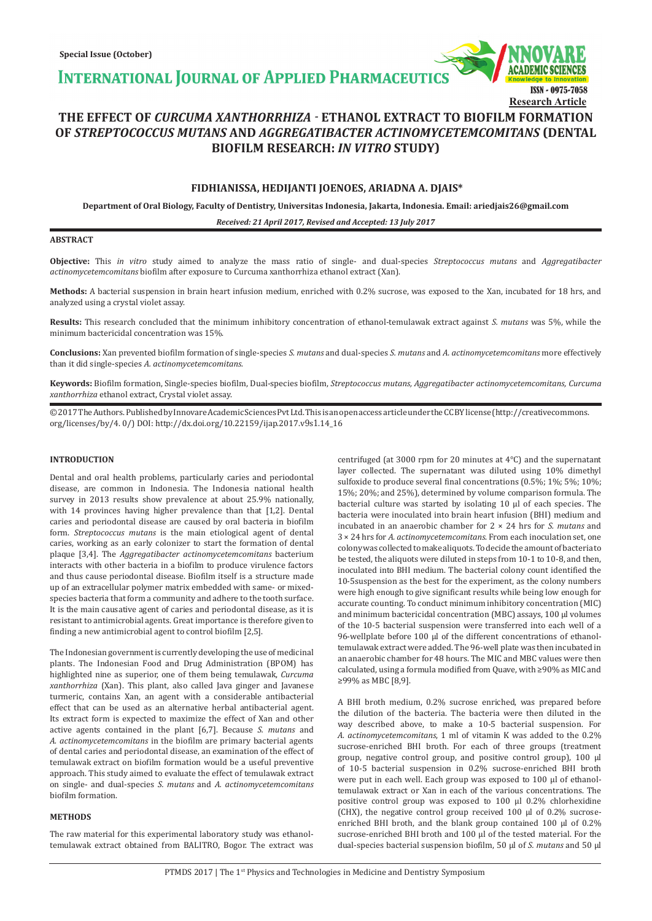Special Issue (October)

**INTERNATIONAL JOURNAL OF APPLIED PHARMACEUTICS**

ISSN - 0975-7058

**Research Article**

# THE EFFECT OF *CURCUMA XANTHORRHIZA* - ETHANOL EXTRACT TO BIOFILM FORMATION OF *STREPTOCOCCUS MUTANS* AND *AGGREGATIBACTER ACTINOMYCETEMCOMITANS* (DENTAL BIOFILM RESEARCH: *IN VITRO* STUDY)

**FIDHIANISSA, HEDIJANTI JOENOES, ARIADNA A. DJAIS***

**Department of Oral Biology, Faculty of Dentistry, Universitas Indonesia, Jakarta, Indonesia. Email: ariedjais26@gmail.com**

***Received: 21 April 2017, Revised and Accepted: 13 July 2017***

## ABSTRACT

**Objective:** This *in vitro* study aimed to analyze the mass ratio of single- and dual-species *Streptococcus mutans* and *Aggregatibacter actinomycetemcomitans* biofilm after exposure to Curcuma xanthorrhiza ethanol extract (Xan).

**Methods:** A bacterial suspension in brain heart infusion medium, enriched with 0.2% sucrose, was exposed to the Xan, incubated for 18 hrs, and analyzed using a crystal violet assay.

**Results:** This research concluded that the minimum inhibitory concentration of ethanol-temulawak extract against *S. mutans* was 5%, while the minimum bactericidal concentration was 15%.

**Conclusions:** Xan prevented biofilm formation of single-species *S. mutans* and dual-species *S. mutans* and *A. actinomycetemcomitans* more effectively than it did single-species *A. actinomycetemcomitans*.

**Keywords:** Biofilm formation, Single-species biofilm, Dual-species biofilm, *Streptococcus mutans*, *Aggregatibacter actinomycetemcomitans, Curcuma xanthorrhiza* ethanol extract, Crystal violet assay.

© 2017 The Authors. Published by Innovare Academic Sciences Pvt Ltd. This is an open access article under the CC BY license (http://creativecommons.org/licenses/by/4. 0/) DOI: http://dx.doi.org/10.22159/ijap.2017.v9s1.14_16

## INTRODUCTION

Dental and oral health problems, particularly caries and periodontal disease, are common in Indonesia. The Indonesia national health survey in 2013 results show prevalence at about 25.9% nationally, with 14 provinces having higher prevalence than that [1,2]. Dental caries and periodontal disease are caused by oral bacteria in biofilm form. *Streptococcus mutans* is the main etiological agent of dental caries, working as an early colonizer to start the formation of dental plaque [3,4]. The *Aggregatibacter actinomycetemcomitans* bacterium interacts with other bacteria in a biofilm to produce virulence factors and thus cause periodontal disease. Biofilm itself is a structure made up of an extracellular polymer matrix embedded with same- or mixed-species bacteria that form a community and adhere to the tooth surface. It is the main causative agent of caries and periodontal disease, as it is resistant to antimicrobial agents. Great importance is therefore given to finding a new antimicrobial agent to control biofilm [2,5].

The Indonesian government is currently developing the use of medicinal plants. The Indonesian Food and Drug Administration (BPOM) has highlighted nine as superior, one of them being temulawak, *Curcuma xanthorrhiza* (Xan). This plant, also called Java ginger and Javanese turmeric, contains Xan, an agent with a considerable antibacterial effect that can be used as an alternative herbal antibacterial agent. Its extract form is expected to maximize the effect of Xan and other active agents contained in the plant [6,7]. Because *S. mutans* and *A. actinomycetemcomitans* in the biofilm are primary bacterial agents of dental caries and periodontal disease, an examination of the effect of temulawak extract on biofilm formation would be a useful preventive approach. This study aimed to evaluate the effect of temulawak extract on single- and dual-species *S. mutans* and *A. actinomycetemcomitans* biofilm formation.

## METHODS

The raw material for this experimental laboratory study was ethanol-temulawak extract obtained from BALITRO, Bogor. The extract was centrifuged (at 3000 rpm for 20 minutes at 4°C) and the supernatant layer collected. The supernatant was diluted using 10% dimethyl sulfoxide to produce several final concentrations (0.5%; 1%; 5%; 10%; 15%; 20%; and 25%), determined by volume comparison formula. The bacterial culture was started by isolating 10 µl of each species. The bacteria were inoculated into brain heart infusion (BHI) medium and incubated in an anaerobic chamber for 2 × 24 hrs for *S. mutans* and 3 × 24 hrs for *A. actinomycetemcomitans*. From each inoculation set, one colony was collected to make aliquots. To decide the amount of bacteria to be tested, the aliquots were diluted in steps from 10-1 to 10-8, and then, inoculated into BHI medium. The bacterial colony count identified the 10-5suspension as the best for the experiment, as the colony numbers were high enough to give significant results while being low enough for accurate counting. To conduct minimum inhibitory concentration (MIC) and minimum bactericidal concentration (MBC) assays, 100 µl volumes of the 10-5 bacterial suspension were transferred into each well of a 96-wellplate before 100 µl of the different concentrations of ethanol-temulawak extract were added. The 96-well plate was then incubated in an anaerobic chamber for 48 hours. The MIC and MBC values were then calculated, using a formula modified from Quave, with ≥90% as MIC and ≥99% as MBC [8,9].

A BHI broth medium, 0.2% sucrose enriched, was prepared before the dilution of the bacteria. The bacteria were then diluted in the way described above, to make a 10-5 bacterial suspension. For *A. actinomycetemcomitans*, 1 ml of vitamin K was added to the 0.2% sucrose-enriched BHI broth. For each of three groups (treatment group, negative control group, and positive control group), 100 µl of 10-5 bacterial suspension in 0.2% sucrose-enriched BHI broth were put in each well. Each group was exposed to 100 µl of ethanol-temulawak extract or Xan in each of the various concentrations. The positive control group was exposed to 100 µl 0.2% chlorhexidine (CHX), the negative control group received 100 µl of 0.2% sucrose-enriched BHI broth, and the blank group contained 100 µl of 0.2% sucrose-enriched BHI broth and 100 µl of the tested material. For the dual-species bacterial suspension biofilm, 50 µl of *S. mutans* and 50 µl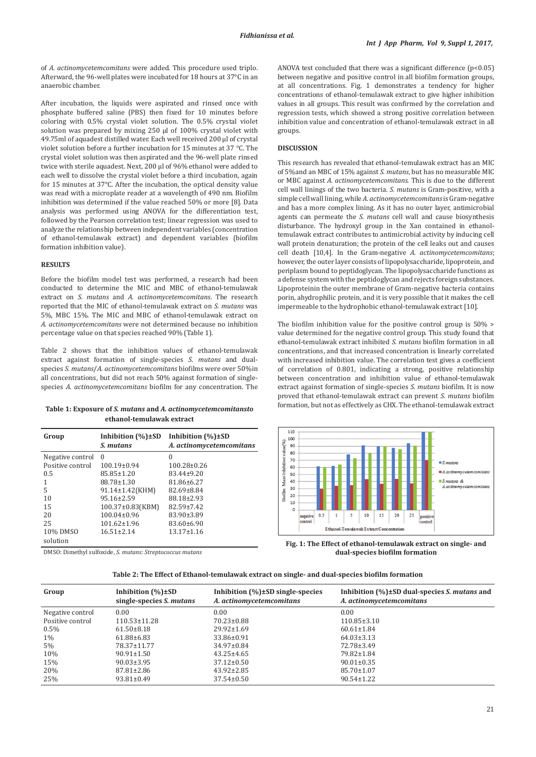of *A. actinomycetemcomitans* were added. This procedure used triplo. Afterward, the 96-well plates were incubated for 18 hours at 37°C in an anaerobic chamber.

After incubation, the liquids were aspirated and rinsed once with phosphate buffered saline (PBS) then fixed for 10 minutes before coloring with 0.5% crystal violet solution. The 0.5% crystal violet solution was prepared by mixing 250 µl of 100% crystal violet with 49.75ml of aquadest distilled water. Each well received 200 µl of crystal violet solution before a further incubation for 15 minutes at 37 °C. The crystal violet solution was then aspirated and the 96-well plate rinsed twice with sterile aquadest. Next, 200 µl of 96% ethanol were added to each well to dissolve the crystal violet before a third incubation, again for 15 minutes at 37°C. After the incubation, the optical density value was read with a microplate reader at a wavelength of 490 nm. Biofilm inhibition was determined if the value reached 50% or more [8]. Data analysis was performed using ANOVA for the differentiation test, followed by the Pearson correlation test; linear regression was used to analyze the relationship between independent variables (concentration of ethanol-temulawak extract) and dependent variables (biofilm formation inhibition value).

## RESULTS

Before the biofilm model test was performed, a research had been conducted to determine the MIC and MBC of ethanol-temulawak extract on *S. mutans* and *A. actinomycetemcomitans*. The research reported that the MIC of ethanol-temulawak extract on *S. mutans* was 5%, MBC 15%. The MIC and MBC of ethanol-temulawak extract on *A. actinomycetemcomitans* were not determined because no inhibition percentage value on that species reached 90% (Table 1).

Table 2 shows that the inhibition values of ethanol-temulawak extract against formation of single-species *S. mutans* and dual-species *S. mutans*/*A. actinomycetemcomitans* biofilms were over 50%in all concentrations, but did not reach 50% against formation of single-species *A. actinomycetemcomitans* biofilm for any concentration. The ANOVA test concluded that there was a significant difference ($p<0.05$) between negative and positive control in all biofilm formation groups, at all concentrations. Fig. 1 demonstrates a tendency for higher concentrations of ethanol-temulawak extract to give higher inhibition values in all groups. This result was confirmed by the correlation and regression tests, which showed a strong positive correlation between inhibition value and concentration of ethanol-temulawak extract in all groups.

**Table 1: Exposure of *S. mutans* and *A. actinomycetemcomitans*to ethanol-temulawak extract**

| Group | Inhibition (%)±SD *S. mutans* | Inhibition (%)±SD *A. actinomycetemcomitans* |
|---|---|---|
| Negative control | 0 | 0 |
| Positive control | 100.19±0.94 | 100.28±0.26 |
| 0.5 | 85.85±1.20 | 83.44±9.20 |
| 1 | 88.78±1.30 | 81.86±6.27 |
| 5 | 91.14±1.42(KHM) | 82.69±8.84 |
| 10 | 95.16±2.59 | 88.18±2.93 |
| 15 | 100.37±0.83(KBM) | 82.57±7.42 |
| 20 | 100.04±0.96 | 83.90±3.89 |
| 25 | 101.62±1.96 | 83.60±6.90 |
| 10% DMSO solution | 16.51±2.14 | 13.17±1.16 |

DMSO: Dimethyl sulfoxide, *S. mutans: Streptococcus mutans*

## DISCUSSION

This research has revealed that ethanol-temulawak extract has an MIC of 5%and an MBC of 15% against *S. mutans*, but has no measurable MIC or MBC against *A. actinomycetemcomitans*. This is due to the different cell wall linings of the two bacteria. *S. mutans* is Gram-positive, with a simple cell wall lining, while *A. actinomycetemcomitans* is Gram-negative and has a more complex lining. As it has no outer layer, antimicrobial agents can permeate the *S. mutans* cell wall and cause biosynthesis disturbance. The hydroxyl group in the Xan contained in ethanol-temulawak extract contributes to antimicrobial activity by inducing cell wall protein denaturation; the protein of the cell leaks out and causes cell death [10,4]. In the Gram-negative *A. actinomycetemcomitans*; however, the outer layer consists of lipopolysaccharide, lipoprotein, and periplasm bound to peptidoglycan. The lipopolysaccharide functions as a defense system with the peptidoglycan and rejects foreign substances. Lipoproteinin the outer membrane of Gram-negative bacteria contains porin, ahydrophilic protein, and it is very possible that it makes the cell impermeable to the hydrophobic ethanol-temulawak extract [10].

The biofilm inhibition value for the positive control group is 50% > value determined for the negative control group. This study found that ethanol-temulawak extract inhibited *S. mutans* biofilm formation in all concentrations, and that increased concentration is linearly correlated with increased inhibition value. The correlation test gives a coefficient of correlation of 0.801, indicating a strong, positive relationship between concentration and inhibition value of ethanol-temulawak extract against formation of single-species *S. mutans* biofilm. It is now proved that ethanol-temulawak extract can prevent *S. mutans* biofilm formation, but not as effectively as CHX. The ethanol-temulawak extract

**Fig. 1: The Effect of ethanol-temulawak extract on single- and dual-species biofilm formation**

**Table 2: The Effect of Ethanol-temulawak extract on single- and dual-species biofilm formation**

| Group | Inhibition (%)±SD single-species *S. mutans* | Inhibition (%)±SD single-species *A. actinomycetemcomitans* | Inhibition (%)±SD dual-species *S. mutans* and *A. actinomycetemcomitans* |
|---|---|---|---|
| Negative control | 0.00 | 0.00 | 0.00 |
| Positive control | 110.53±11.28 | 70.23±0.88 | 110.85±3.10 |
| 0.5% | 61.50±8.18 | 29.92±1.69 | 60.61±1.84 |
| 1% | 61.88±6.83 | 33.86±0.91 | 64.03±3.13 |
| 5% | 78.37±11.77 | 34.97±0.84 | 72.78±3.49 |
| 10% | 90.91±1.50 | 43.25±4.65 | 79.82±1.84 |
| 15% | 90.03±3.95 | 37.12±0.50 | 90.01±0.35 |
| 20% | 87.81±2.86 | 43.92±2.85 | 85.70±1.07 |
| 25% | 93.81±0.49 | 37.54±0.50 | 90.54±1.22 |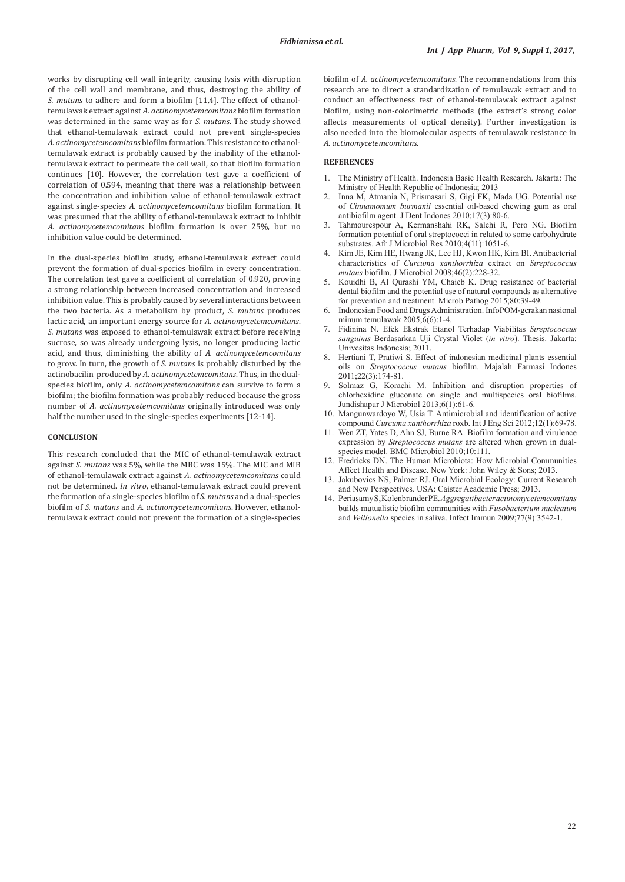works by disrupting cell wall integrity, causing lysis with disruption of the cell wall and membrane, and thus, destroying the ability of *S. mutans* to adhere and form a biofilm [11,4]. The effect of ethanol-temulawak extract against *A. actinomycetemcomitans* biofilm formation was determined in the same way as for *S. mutans*. The study showed that ethanol-temulawak extract could not prevent single-species *A. actinomycetemcomitans* biofilm formation. This resistance to ethanol-temulawak extract is probably caused by the inability of the ethanol-temulawak extract to permeate the cell wall, so that biofilm formation continues [10]. However, the correlation test gave a coefficient of correlation of 0.594, meaning that there was a relationship between the concentration and inhibition value of ethanol-temulawak extract against single-species *A. actinomycetemcomitans* biofilm formation. It was presumed that the ability of ethanol-temulawak extract to inhibit *A. actinomycetemcomitans* biofilm formation is over 25%, but no inhibition value could be determined.

In the dual-species biofilm study, ethanol-temulawak extract could prevent the formation of dual-species biofilm in every concentration. The correlation test gave a coefficient of correlation of 0.920, proving a strong relationship between increased concentration and increased inhibition value. This is probably caused by several interactions between the two bacteria. As a metabolism by product, *S. mutans* produces lactic acid, an important energy source for *A. actinomycetemcomitans*. *S. mutans* was exposed to ethanol-temulawak extract before receiving sucrose, so was already undergoing lysis, no longer producing lactic acid, and thus, diminishing the ability of *A. actinomycetemcomitans* to grow. In turn, the growth of *S. mutans* is probably disturbed by the actinobacilin produced by *A. actinomycetemcomitans*. Thus, in the dual-species biofilm, only *A. actinomycetemcomitans* can survive to form a biofilm; the biofilm formation was probably reduced because the gross number of *A. actinomycetemcomitans* originally introduced was only half the number used in the single-species experiments [12-14].

## CONCLUSION

This research concluded that the MIC of ethanol-temulawak extract against *S. mutans* was 5%, while the MBC was 15%. The MIC and MIB of ethanol-temulawak extract against *A. actinomycetemcomitans* could not be determined. *In vitro*, ethanol-temulawak extract could prevent the formation of a single-species biofilm of *S. mutans* and a dual-species biofilm of *S. mutans* and *A. actinomycetemcomitans*. However, ethanol-temulawak extract could not prevent the formation of a single-species biofilm of *A. actinomycetemcomitans*. The recommendations from this research are to direct a standardization of temulawak extract and to conduct an effectiveness test of ethanol-temulawak extract against biofilm, using non-colorimetric methods (the extract's strong color affects measurements of optical density). Further investigation is also needed into the biomolecular aspects of temulawak resistance in *A. actinomycetemcomitans*.

## REFERENCES

1. The Ministry of Health. Indonesia Basic Health Research. Jakarta: The Ministry of Health Republic of Indonesia; 2013
2. Inna M, Atmania N, Prismasari S, Gigi FK, Mada UG. Potential use of *Cinnamomum burmanii* essential oil-based chewing gum as oral antibiofilm agent. J Dent Indones 2010;17(3):80-6.
3. Tahmourespour A, Kermanshahi RK, Salehi R, Pero NG. Biofilm formation potential of oral streptococci in related to some carbohydrate substrates. Afr J Microbiol Res 2010;4(11):1051-6.
4. Kim JE, Kim HE, Hwang JK, Lee HJ, Kwon HK, Kim BI. Antibacterial characteristics of *Curcuma xanthorrhiza* extract on *Streptococcus mutans* biofilm. J Microbiol 2008;46(2):228-32.
5. Kouidhi B, Al Qurashi YM, Chaieb K. Drug resistance of bacterial dental biofilm and the potential use of natural compounds as alternative for prevention and treatment. Microb Pathog 2015;80:39-49.
6. Indonesian Food and Drugs Administration. InfoPOM-gerakan nasional minum temulawak 2005;6(6):1-4.
7. Fidinina N. Efek Ekstrak Etanol Terhadap Viabilitas *Streptococcus sanguinis* Berdasarkan Uji Crystal Violet (*in vitro*). Thesis. Jakarta: Univesitas Indonesia; 2011.
8. Hertiani T, Pratiwi S. Effect of indonesian medicinal plants essential oils on *Streptococcus mutans* biofilm. Majalah Farmasi Indones 2011;22(3):174-81.
9. Solmaz G, Korachi M. Inhibition and disruption properties of chlorhexidine gluconate on single and multispecies oral biofilms. Jundishapur J Microbiol 2013;6(1):61-6.
10. Mangunwardoyo W, Usia T. Antimicrobial and identification of active compound *Curcuma xanthorrhiza* roxb. Int J Eng Sci 2012;12(1):69-78.
11. Wen ZT, Yates D, Ahn SJ, Burne RA. Biofilm formation and virulence expression by *Streptococcus mutans* are altered when grown in dual-species model. BMC Microbiol 2010;10:111.
12. Fredricks DN. The Human Microbiota: How Microbial Communities Affect Health and Disease. New York: John Wiley & Sons; 2013.
13. Jakubovics NS, Palmer RJ. Oral Microbial Ecology: Current Research and New Perspectives. USA: Caister Academic Press; 2013.
14. Periasamy S, Kolenbrander PE. *Aggregatibacter actinomycetemcomitans* builds mutualistic biofilm communities with *Fusobacterium nucleatum* and *Veillonella* species in saliva. Infect Immun 2009;77(9):3542-1.